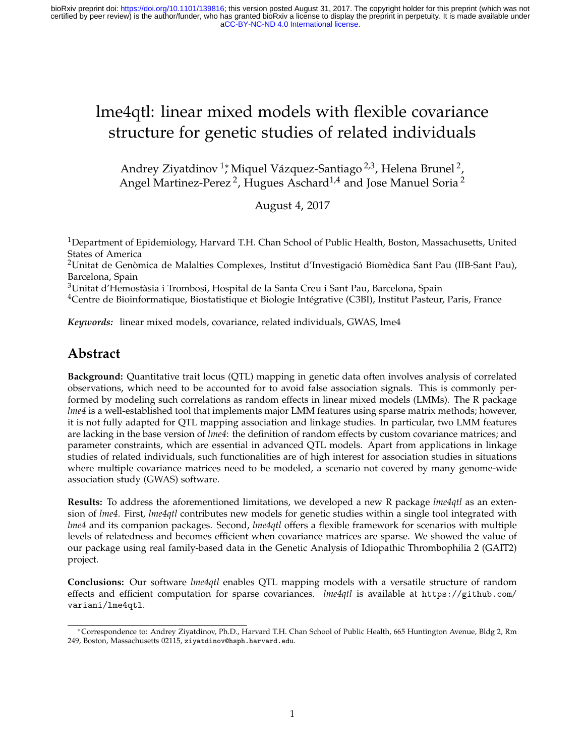# lme4qtl: linear mixed models with flexible covariance structure for genetic studies of related individuals

Andrey Ziyatdinov [1]*, Miquel Vázquez-Santiago [2,3], Helena Brunel [2], Angel Martinez-Perez [2], Hugues Aschard [1,4] and Jose Manuel Soria [2]

August 4, 2017

[1]Department of Epidemiology, Harvard T.H. Chan School of Public Health, Boston, Massachusetts, United States of America

[2]Unitat de Genòmica de Malalties Complexes, Institut d'Investigació Biomèdica Sant Pau (IIB-Sant Pau), Barcelona, Spain

[3]Unitat d'Hemostàsia i Trombosi, Hospital de la Santa Creu i Sant Pau, Barcelona, Spain

[4]Centre de Bioinformatique, Biostatistique et Biologie Intégrative (C3BI), Institut Pasteur, Paris, France

***Keywords:*** linear mixed models, covariance, related individuals, GWAS, lme4

## Abstract

**Background:** Quantitative trait locus (QTL) mapping in genetic data often involves analysis of correlated observations, which need to be accounted for to avoid false association signals. This is commonly performed by modeling such correlations as random effects in linear mixed models (LMMs). The R package *lme4* is a well-established tool that implements major LMM features using sparse matrix methods; however, it is not fully adapted for QTL mapping association and linkage studies. In particular, two LMM features are lacking in the base version of *lme4*: the definition of random effects by custom covariance matrices; and parameter constraints, which are essential in advanced QTL models. Apart from applications in linkage studies of related individuals, such functionalities are of high interest for association studies in situations where multiple covariance matrices need to be modeled, a scenario not covered by many genome-wide association study (GWAS) software.

**Results:** To address the aforementioned limitations, we developed a new R package *lme4qtl* as an extension of *lme4*. First, *lme4qtl* contributes new models for genetic studies within a single tool integrated with *lme4* and its companion packages. Second, *lme4qtl* offers a flexible framework for scenarios with multiple levels of relatedness and becomes efficient when covariance matrices are sparse. We showed the value of our package using real family-based data in the Genetic Analysis of Idiopathic Thrombophilia 2 (GAIT2) project.

**Conclusions:** Our software *lme4qtl* enables QTL mapping models with a versatile structure of random effects and efficient computation for sparse covariances. *lme4qtl* is available at https://github.com/variani/lme4qtl.

*Correspondence to: Andrey Ziyatdinov, Ph.D., Harvard T.H. Chan School of Public Health, 665 Huntington Avenue, Bldg 2, Rm 249, Boston, Massachusetts 02115, ziyatdinov@hsph.harvard.edu.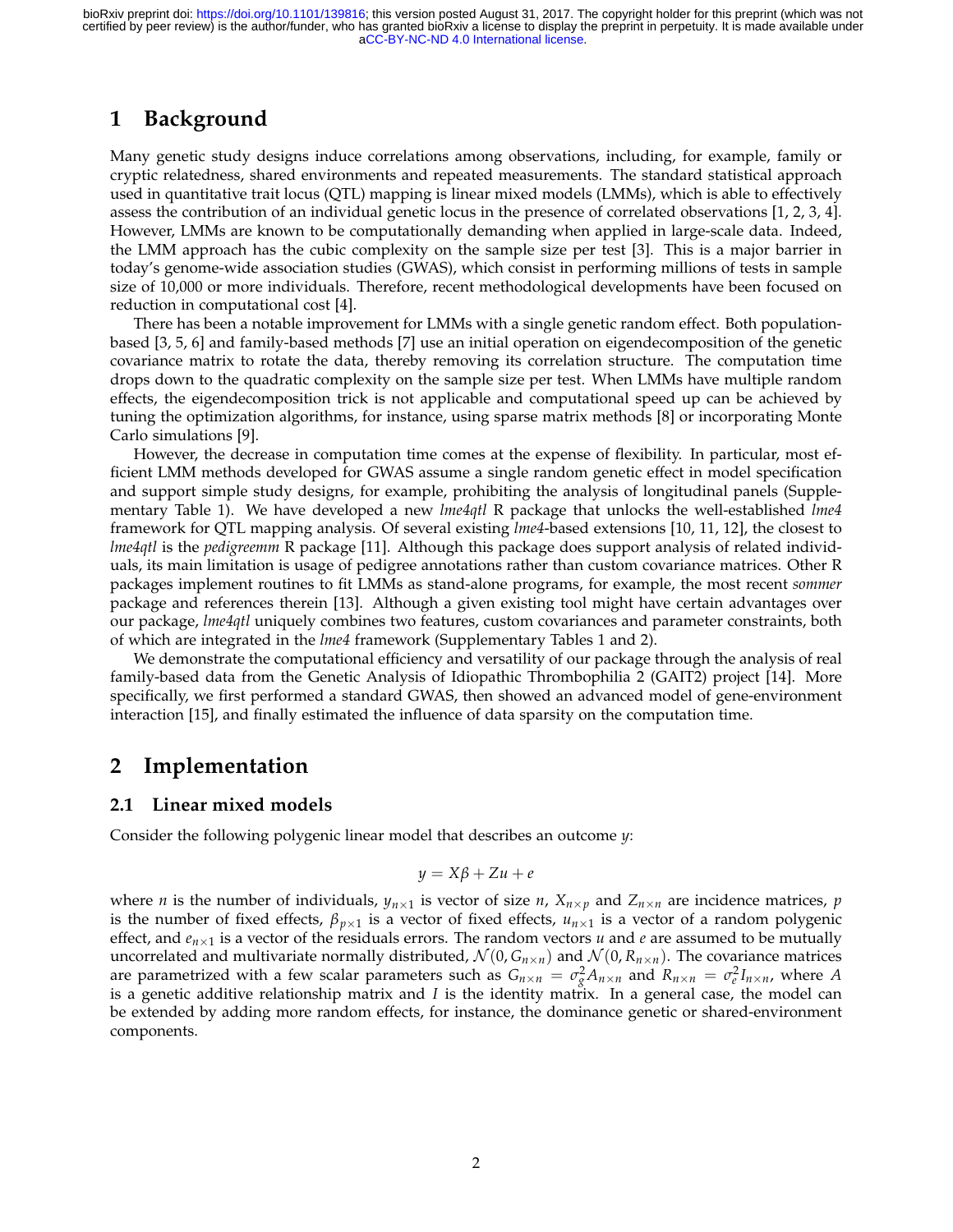# 1 Background

Many genetic study designs induce correlations among observations, including, for example, family or cryptic relatedness, shared environments and repeated measurements. The standard statistical approach used in quantitative trait locus (QTL) mapping is linear mixed models (LMMs), which is able to effectively assess the contribution of an individual genetic locus in the presence of correlated observations [1, 2, 3, 4]. However, LMMs are known to be computationally demanding when applied in large-scale data. Indeed, the LMM approach has the cubic complexity on the sample size per test [3]. This is a major barrier in today's genome-wide association studies (GWAS), which consist in performing millions of tests in sample size of 10,000 or more individuals. Therefore, recent methodological developments have been focused on reduction in computational cost [4].

There has been a notable improvement for LMMs with a single genetic random effect. Both population-based [3, 5, 6] and family-based methods [7] use an initial operation on eigendecomposition of the genetic covariance matrix to rotate the data, thereby removing its correlation structure. The computation time drops down to the quadratic complexity on the sample size per test. When LMMs have multiple random effects, the eigendecomposition trick is not applicable and computational speed up can be achieved by tuning the optimization algorithms, for instance, using sparse matrix methods [8] or incorporating Monte Carlo simulations [9].

However, the decrease in computation time comes at the expense of flexibility. In particular, most efficient LMM methods developed for GWAS assume a single random genetic effect in model specification and support simple study designs, for example, prohibiting the analysis of longitudinal panels (Supplementary Table 1). We have developed a new *lme4qtl* R package that unlocks the well-established *lme4* framework for QTL mapping analysis. Of several existing *lme4*-based extensions [10, 11, 12], the closest to *lme4qtl* is the *pedigreemm* R package [11]. Although this package does support analysis of related individuals, its main limitation is usage of pedigree annotations rather than custom covariance matrices. Other R packages implement routines to fit LMMs as stand-alone programs, for example, the most recent *sommer* package and references therein [13]. Although a given existing tool might have certain advantages over our package, *lme4qtl* uniquely combines two features, custom covariances and parameter constraints, both of which are integrated in the *lme4* framework (Supplementary Tables 1 and 2).

We demonstrate the computational efficiency and versatility of our package through the analysis of real family-based data from the Genetic Analysis of Idiopathic Thrombophilia 2 (GAIT2) project [14]. More specifically, we first performed a standard GWAS, then showed an advanced model of gene-environment interaction [15], and finally estimated the influence of data sparsity on the computation time.

# 2 Implementation

## 2.1 Linear mixed models

Consider the following polygenic linear model that describes an outcome $y$:

$$y = X\beta + Zu + e$$

where $n$ is the number of individuals, $y_{n\times 1}$ is vector of size $n$, $X_{n\times p}$ and $Z_{n\times n}$ are incidence matrices, $p$ is the number of fixed effects, $\beta_{p\times 1}$ is a vector of fixed effects, $u_{n\times 1}$ is a vector of a random polygenic effect, and $e_{n\times 1}$ is a vector of the residuals errors. The random vectors $u$ and $e$ are assumed to be mutually uncorrelated and multivariate normally distributed, $\mathcal{N}(0, G_{n\times n})$ and $\mathcal{N}(0, R_{n\times n})$. The covariance matrices are parametrized with a few scalar parameters such as $G_{n\times n} = \sigma_g^2 A_{n\times n}$ and $R_{n\times n} = \sigma_e^2 I_{n\times n}$, where $A$ is a genetic additive relationship matrix and $I$ is the identity matrix. In a general case, the model can be extended by adding more random effects, for instance, the dominance genetic or shared-environment components.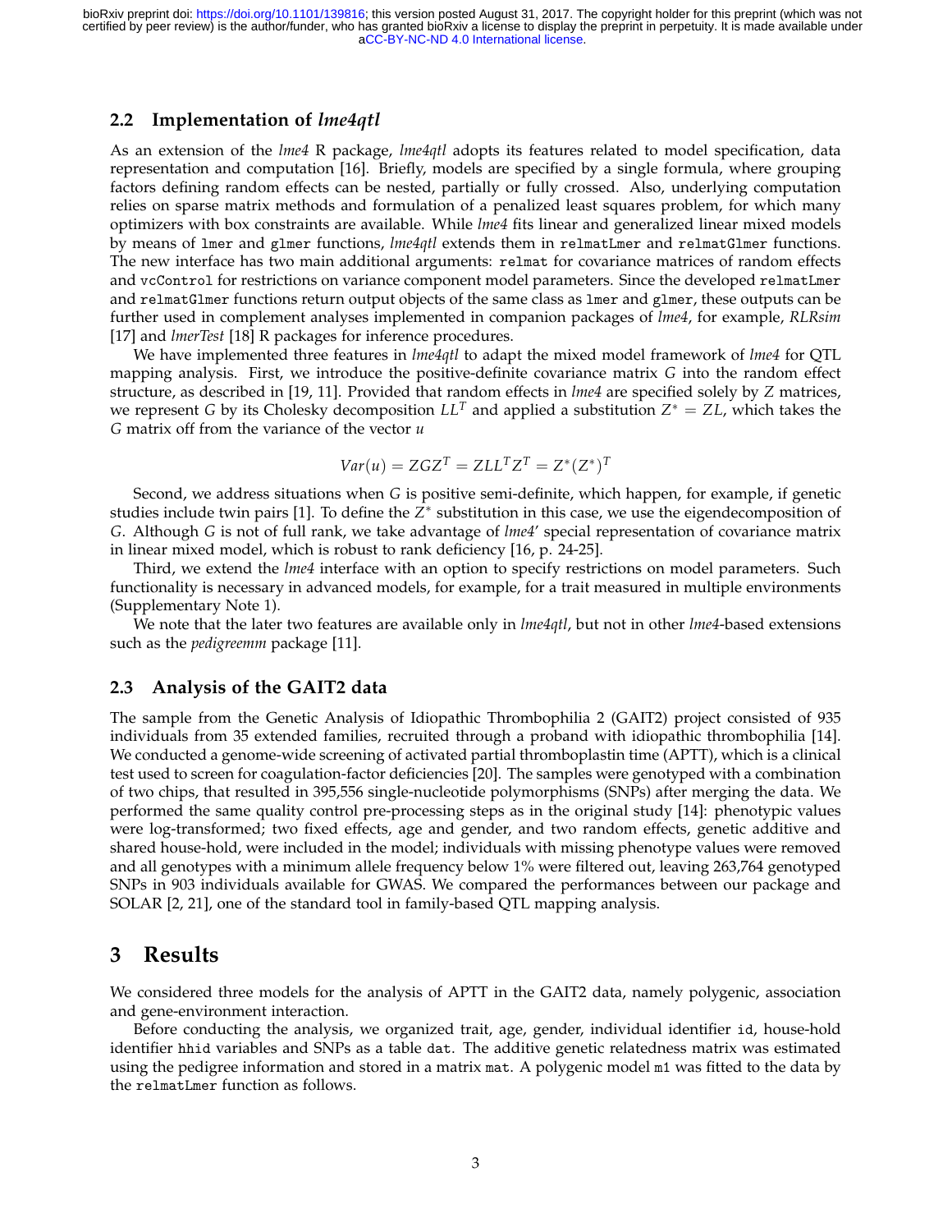## 2.2 Implementation of *lme4qtl*

As an extension of the *lme4* R package, *lme4qtl* adopts its features related to model specification, data representation and computation [16]. Briefly, models are specified by a single formula, where grouping factors defining random effects can be nested, partially or fully crossed. Also, underlying computation relies on sparse matrix methods and formulation of a penalized least squares problem, for which many optimizers with box constraints are available. While *lme4* fits linear and generalized linear mixed models by means of `lmer` and `glmer` functions, *lme4qtl* extends them in `relmatLmer` and `relmatGlmer` functions. The new interface has two main additional arguments: `relmat` for covariance matrices of random effects and `vcControl` for restrictions on variance component model parameters. Since the developed `relmatLmer` and `relmatGlmer` functions return output objects of the same class as `lmer` and `glmer`, these outputs can be further used in complement analyses implemented in companion packages of *lme4*, for example, *RLRsim* [17] and *lmerTest* [18] R packages for inference procedures.

We have implemented three features in *lme4qtl* to adapt the mixed model framework of *lme4* for QTL mapping analysis. First, we introduce the positive-definite covariance matrix $G$ into the random effect structure, as described in [19, 11]. Provided that random effects in *lme4* are specified solely by $Z$ matrices, we represent $G$ by its Cholesky decomposition $LL^T$ and applied a substitution $Z^* = ZL$, which takes the $G$ matrix off from the variance of the vector $u$

$$Var(u) = ZGZ^T = ZLL^TZ^T = Z^*(Z^*)^T$$

Second, we address situations when $G$ is positive semi-definite, which happen, for example, if genetic studies include twin pairs [1]. To define the $Z^*$ substitution in this case, we use the eigendecomposition of $G$. Although $G$ is not of full rank, we take advantage of *lme4*' special representation of covariance matrix in linear mixed model, which is robust to rank deficiency [16, p. 24-25].

Third, we extend the *lme4* interface with an option to specify restrictions on model parameters. Such functionality is necessary in advanced models, for example, for a trait measured in multiple environments (Supplementary Note 1).

We note that the later two features are available only in *lme4qtl*, but not in other *lme4*-based extensions such as the *pedigreemm* package [11].

## 2.3 Analysis of the GAIT2 data

The sample from the Genetic Analysis of Idiopathic Thrombophilia 2 (GAIT2) project consisted of 935 individuals from 35 extended families, recruited through a proband with idiopathic thrombophilia [14]. We conducted a genome-wide screening of activated partial thromboplastin time (APTT), which is a clinical test used to screen for coagulation-factor deficiencies [20]. The samples were genotyped with a combination of two chips, that resulted in 395,556 single-nucleotide polymorphisms (SNPs) after merging the data. We performed the same quality control pre-processing steps as in the original study [14]: phenotypic values were log-transformed; two fixed effects, age and gender, and two random effects, genetic additive and shared house-hold, were included in the model; individuals with missing phenotype values were removed and all genotypes with a minimum allele frequency below 1% were filtered out, leaving 263,764 genotyped SNPs in 903 individuals available for GWAS. We compared the performances between our package and SOLAR [2, 21], one of the standard tool in family-based QTL mapping analysis.

# 3 Results

We considered three models for the analysis of APTT in the GAIT2 data, namely polygenic, association and gene-environment interaction.

Before conducting the analysis, we organized trait, age, gender, individual identifier `id`, house-hold identifier `hhid` variables and SNPs as a table `dat`. The additive genetic relatedness matrix was estimated using the pedigree information and stored in a matrix `mat`. A polygenic model `m1` was fitted to the data by the `relmatLmer` function as follows.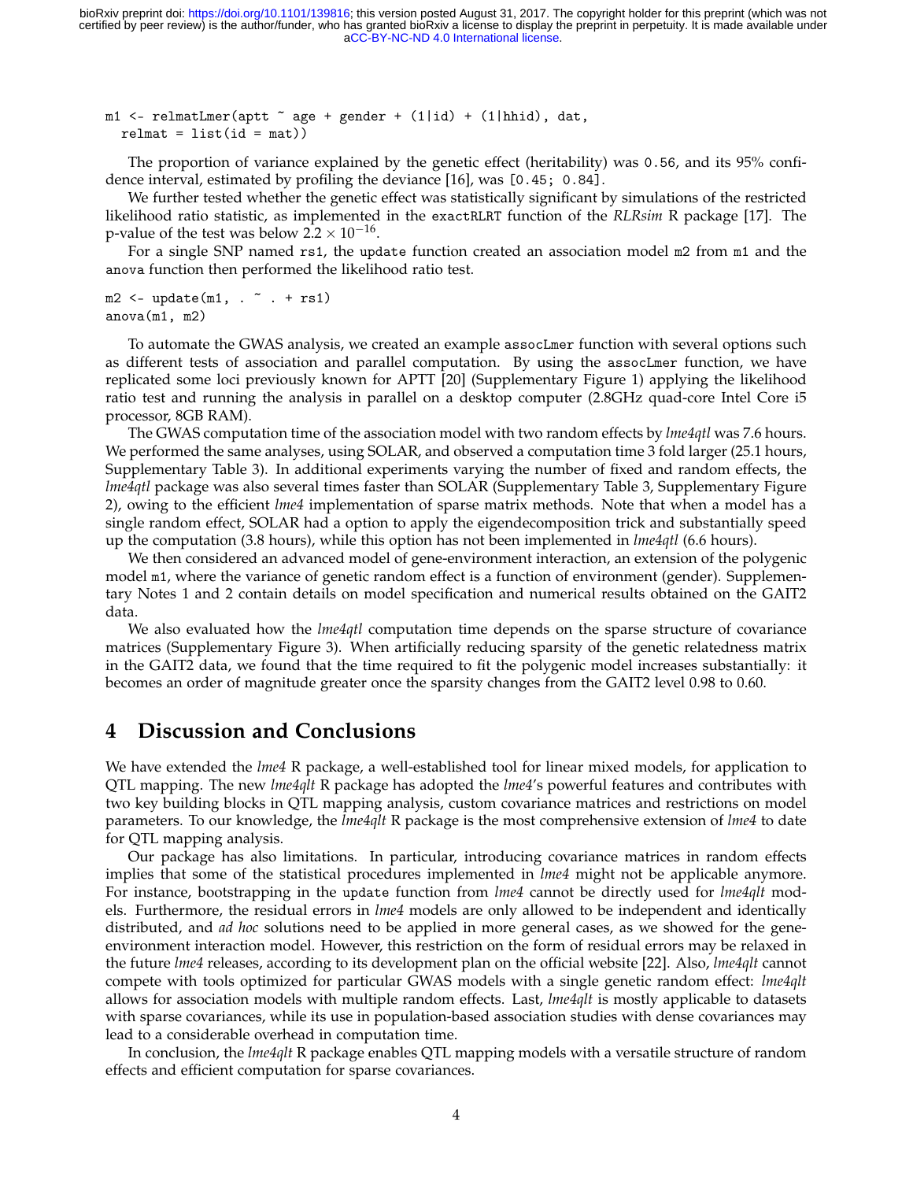```
m1 <- relmatLmer(aptt ~ age + gender + (1|id) + (1|hhid), dat,
  relmat = list(id = mat))
```

The proportion of variance explained by the genetic effect (heritability) was `0.56`, and its 95% confidence interval, estimated by profiling the deviance [16], was `[0.45; 0.84]`.

We further tested whether the genetic effect was statistically significant by simulations of the restricted likelihood ratio statistic, as implemented in the `exactRLRT` function of the *RLRsim* R package [17]. The p-value of the test was below $2.2 \times 10^{-16}$.

For a single SNP named `rs1`, the `update` function created an association model `m2` from `m1` and the `anova` function then performed the likelihood ratio test.

```
m2 <- update(m1, . ~ . + rs1)
anova(m1, m2)
```

To automate the GWAS analysis, we created an example `assocLmer` function with several options such as different tests of association and parallel computation. By using the `assocLmer` function, we have replicated some loci previously known for APTT [20] (Supplementary Figure 1) applying the likelihood ratio test and running the analysis in parallel on a desktop computer (2.8GHz quad-core Intel Core i5 processor, 8GB RAM).

The GWAS computation time of the association model with two random effects by *lme4qtl* was 7.6 hours. We performed the same analyses, using SOLAR, and observed a computation time 3 fold larger (25.1 hours, Supplementary Table 3). In additional experiments varying the number of fixed and random effects, the *lme4qtl* package was also several times faster than SOLAR (Supplementary Table 3, Supplementary Figure 2), owing to the efficient *lme4* implementation of sparse matrix methods. Note that when a model has a single random effect, SOLAR had a option to apply the eigendecomposition trick and substantially speed up the computation (3.8 hours), while this option has not been implemented in *lme4qtl* (6.6 hours).

We then considered an advanced model of gene-environment interaction, an extension of the polygenic model `m1`, where the variance of genetic random effect is a function of environment (gender). Supplementary Notes 1 and 2 contain details on model specification and numerical results obtained on the GAIT2 data.

We also evaluated how the *lme4qtl* computation time depends on the sparse structure of covariance matrices (Supplementary Figure 3). When artificially reducing sparsity of the genetic relatedness matrix in the GAIT2 data, we found that the time required to fit the polygenic model increases substantially: it becomes an order of magnitude greater once the sparsity changes from the GAIT2 level 0.98 to 0.60.

# 4 Discussion and Conclusions

We have extended the *lme4* R package, a well-established tool for linear mixed models, for application to QTL mapping. The new *lme4qlt* R package has adopted the *lme4*'s powerful features and contributes with two key building blocks in QTL mapping analysis, custom covariance matrices and restrictions on model parameters. To our knowledge, the *lme4qlt* R package is the most comprehensive extension of *lme4* to date for QTL mapping analysis.

Our package has also limitations. In particular, introducing covariance matrices in random effects implies that some of the statistical procedures implemented in *lme4* might not be applicable anymore. For instance, bootstrapping in the `update` function from *lme4* cannot be directly used for *lme4qlt* models. Furthermore, the residual errors in *lme4* models are only allowed to be independent and identically distributed, and *ad hoc* solutions need to be applied in more general cases, as we showed for the gene-environment interaction model. However, this restriction on the form of residual errors may be relaxed in the future *lme4* releases, according to its development plan on the official website [22]. Also, *lme4qlt* cannot compete with tools optimized for particular GWAS models with a single genetic random effect: *lme4qlt* allows for association models with multiple random effects. Last, *lme4qlt* is mostly applicable to datasets with sparse covariances, while its use in population-based association studies with dense covariances may lead to a considerable overhead in computation time.

In conclusion, the *lme4qlt* R package enables QTL mapping models with a versatile structure of random effects and efficient computation for sparse covariances.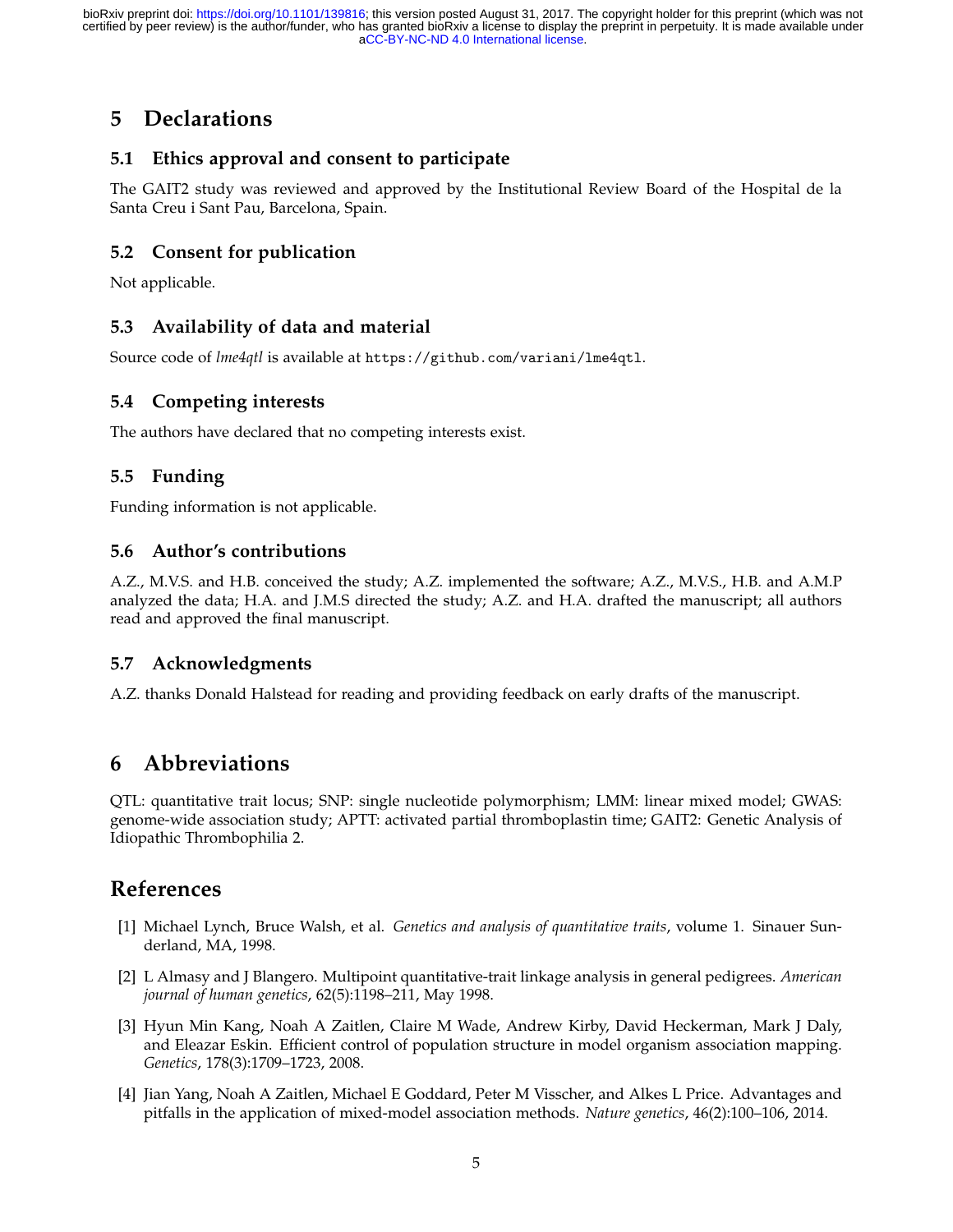# 5 Declarations

## 5.1 Ethics approval and consent to participate

The GAIT2 study was reviewed and approved by the Institutional Review Board of the Hospital de la Santa Creu i Sant Pau, Barcelona, Spain.

## 5.2 Consent for publication

Not applicable.

## 5.3 Availability of data and material

Source code of *lme4qtl* is available at `https://github.com/variani/lme4qtl`.

## 5.4 Competing interests

The authors have declared that no competing interests exist.

## 5.5 Funding

Funding information is not applicable.

## 5.6 Author's contributions

A.Z., M.V.S. and H.B. conceived the study; A.Z. implemented the software; A.Z., M.V.S., H.B. and A.M.P analyzed the data; H.A. and J.M.S directed the study; A.Z. and H.A. drafted the manuscript; all authors read and approved the final manuscript.

## 5.7 Acknowledgments

A.Z. thanks Donald Halstead for reading and providing feedback on early drafts of the manuscript.

# 6 Abbreviations

QTL: quantitative trait locus; SNP: single nucleotide polymorphism; LMM: linear mixed model; GWAS: genome-wide association study; APTT: activated partial thromboplastin time; GAIT2: Genetic Analysis of Idiopathic Thrombophilia 2.

# References

[1] Michael Lynch, Bruce Walsh, et al. *Genetics and analysis of quantitative traits*, volume 1. Sinauer Sunderland, MA, 1998.

[2] L Almasy and J Blangero. Multipoint quantitative-trait linkage analysis in general pedigrees. *American journal of human genetics*, 62(5):1198–211, May 1998.

[3] Hyun Min Kang, Noah A Zaitlen, Claire M Wade, Andrew Kirby, David Heckerman, Mark J Daly, and Eleazar Eskin. Efficient control of population structure in model organism association mapping. *Genetics*, 178(3):1709–1723, 2008.

[4] Jian Yang, Noah A Zaitlen, Michael E Goddard, Peter M Visscher, and Alkes L Price. Advantages and pitfalls in the application of mixed-model association methods. *Nature genetics*, 46(2):100–106, 2014.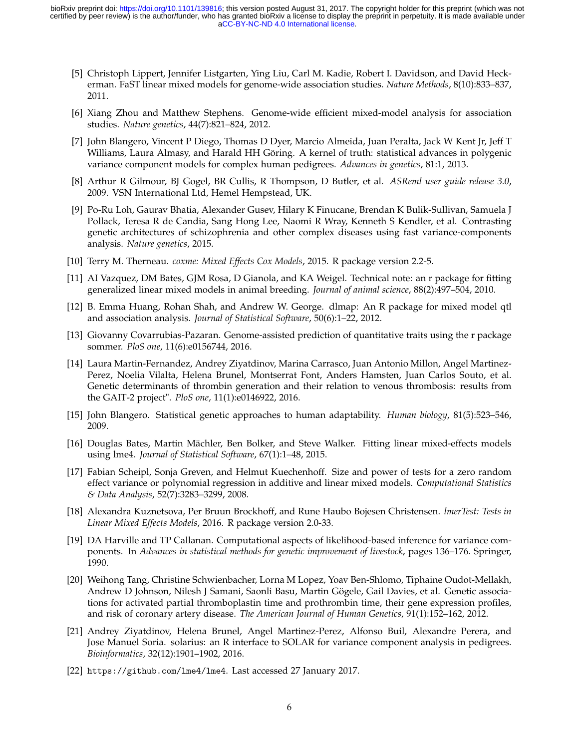[5] Christoph Lippert, Jennifer Listgarten, Ying Liu, Carl M. Kadie, Robert I. Davidson, and David Heckerman. FaST linear mixed models for genome-wide association studies. *Nature Methods*, 8(10):833–837, 2011.

[6] Xiang Zhou and Matthew Stephens. Genome-wide efficient mixed-model analysis for association studies. *Nature genetics*, 44(7):821–824, 2012.

[7] John Blangero, Vincent P Diego, Thomas D Dyer, Marcio Almeida, Juan Peralta, Jack W Kent Jr, Jeff T Williams, Laura Almasy, and Harald HH Göring. A kernel of truth: statistical advances in polygenic variance component models for complex human pedigrees. *Advances in genetics*, 81:1, 2013.

[8] Arthur R Gilmour, BJ Gogel, BR Cullis, R Thompson, D Butler, et al. *ASReml user guide release 3.0*, 2009. VSN International Ltd, Hemel Hempstead, UK.

[9] Po-Ru Loh, Gaurav Bhatia, Alexander Gusev, Hilary K Finucane, Brendan K Bulik-Sullivan, Samuela J Pollack, Teresa R de Candia, Sang Hong Lee, Naomi R Wray, Kenneth S Kendler, et al. Contrasting genetic architectures of schizophrenia and other complex diseases using fast variance-components analysis. *Nature genetics*, 2015.

[10] Terry M. Therneau. *coxme: Mixed Effects Cox Models*, 2015. R package version 2.2-5.

[11] AI Vazquez, DM Bates, GJM Rosa, D Gianola, and KA Weigel. Technical note: an r package for fitting generalized linear mixed models in animal breeding. *Journal of animal science*, 88(2):497–504, 2010.

[12] B. Emma Huang, Rohan Shah, and Andrew W. George. dlmap: An R package for mixed model qtl and association analysis. *Journal of Statistical Software*, 50(6):1–22, 2012.

[13] Giovanny Covarrubias-Pazaran. Genome-assisted prediction of quantitative traits using the r package sommer. *PloS one*, 11(6):e0156744, 2016.

[14] Laura Martin-Fernandez, Andrey Ziyatdinov, Marina Carrasco, Juan Antonio Millon, Angel Martinez-Perez, Noelia Vilalta, Helena Brunel, Montserrat Font, Anders Hamsten, Juan Carlos Souto, et al. Genetic determinants of thrombin generation and their relation to venous thrombosis: results from the GAIT-2 project". *PloS one*, 11(1):e0146922, 2016.

[15] John Blangero. Statistical genetic approaches to human adaptability. *Human biology*, 81(5):523–546, 2009.

[16] Douglas Bates, Martin Mächler, Ben Bolker, and Steve Walker. Fitting linear mixed-effects models using lme4. *Journal of Statistical Software*, 67(1):1–48, 2015.

[17] Fabian Scheipl, Sonja Greven, and Helmut Kuechenhoff. Size and power of tests for a zero random effect variance or polynomial regression in additive and linear mixed models. *Computational Statistics & Data Analysis*, 52(7):3283–3299, 2008.

[18] Alexandra Kuznetsova, Per Bruun Brockhoff, and Rune Haubo Bojesen Christensen. *lmerTest: Tests in Linear Mixed Effects Models*, 2016. R package version 2.0-33.

[19] DA Harville and TP Callanan. Computational aspects of likelihood-based inference for variance components. In *Advances in statistical methods for genetic improvement of livestock*, pages 136–176. Springer, 1990.

[20] Weihong Tang, Christine Schwienbacher, Lorna M Lopez, Yoav Ben-Shlomo, Tiphaine Oudot-Mellakh, Andrew D Johnson, Nilesh J Samani, Saonli Basu, Martin Gögele, Gail Davies, et al. Genetic associations for activated partial thromboplastin time and prothrombin time, their gene expression profiles, and risk of coronary artery disease. *The American Journal of Human Genetics*, 91(1):152–162, 2012.

[21] Andrey Ziyatdinov, Helena Brunel, Angel Martinez-Perez, Alfonso Buil, Alexandre Perera, and Jose Manuel Soria. solarius: an R interface to SOLAR for variance component analysis in pedigrees. *Bioinformatics*, 32(12):1901–1902, 2016.

[22] `https://github.com/lme4/lme4`. Last accessed 27 January 2017.